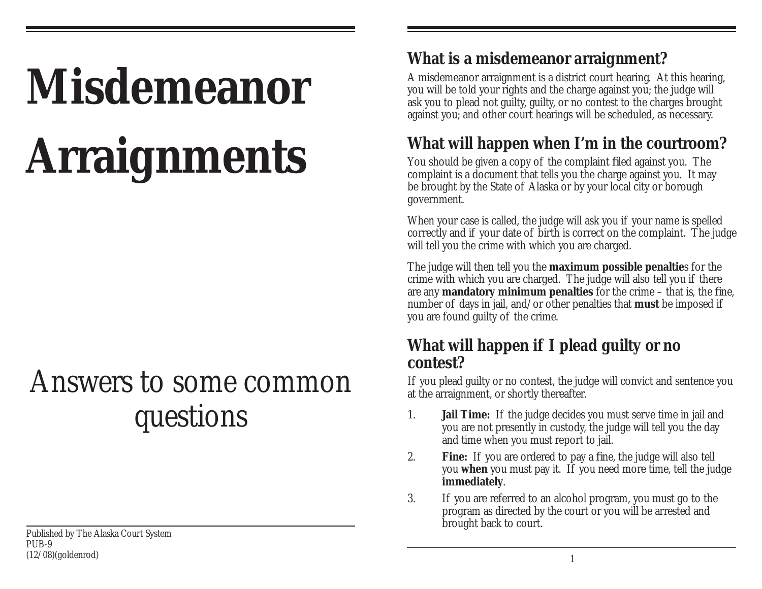# Misdemeanor Arraignments

*Answers to some common questions*

Published by The Alaska Court System
PUB-9
(12/08)(goldenrod)

## What is a misdemeanor arraignment?

A misdemeanor arraignment is a district court hearing. At this hearing, you will be told your rights and the charge against you; the judge will ask you to plead not guilty, guilty, or no contest to the charges brought against you; and other court hearings will be scheduled, as necessary.

## What will happen when I'm in the courtroom?

You should be given a copy of the complaint filed against you. The complaint is a document that tells you the charge against you. It may be brought by the State of Alaska or by your local city or borough government.

When your case is called, the judge will ask you if your name is spelled correctly and if your date of birth is correct on the complaint. The judge will tell you the crime with which you are charged.

The judge will then tell you the **maximum possible penaltie**s for the crime with which you are charged. The judge will also tell you if there are any **mandatory minimum penalties** for the crime – that is, the fine, number of days in jail, and/or other penalties that **must** be imposed if you are found guilty of the crime.

## What will happen if I plead guilty or no contest?

If you plead guilty or no contest, the judge will convict and sentence you at the arraignment, or shortly thereafter.

1. **Jail Time:** If the judge decides you must serve time in jail and you are not presently in custody, the judge will tell you the day and time when you must report to jail.
2. **Fine:** If you are ordered to pay a fine, the judge will also tell you **when** you must pay it. If you need more time, tell the judge **immediately**.
3. If you are referred to an alcohol program, you must go to the program as directed by the court or you will be arrested and brought back to court.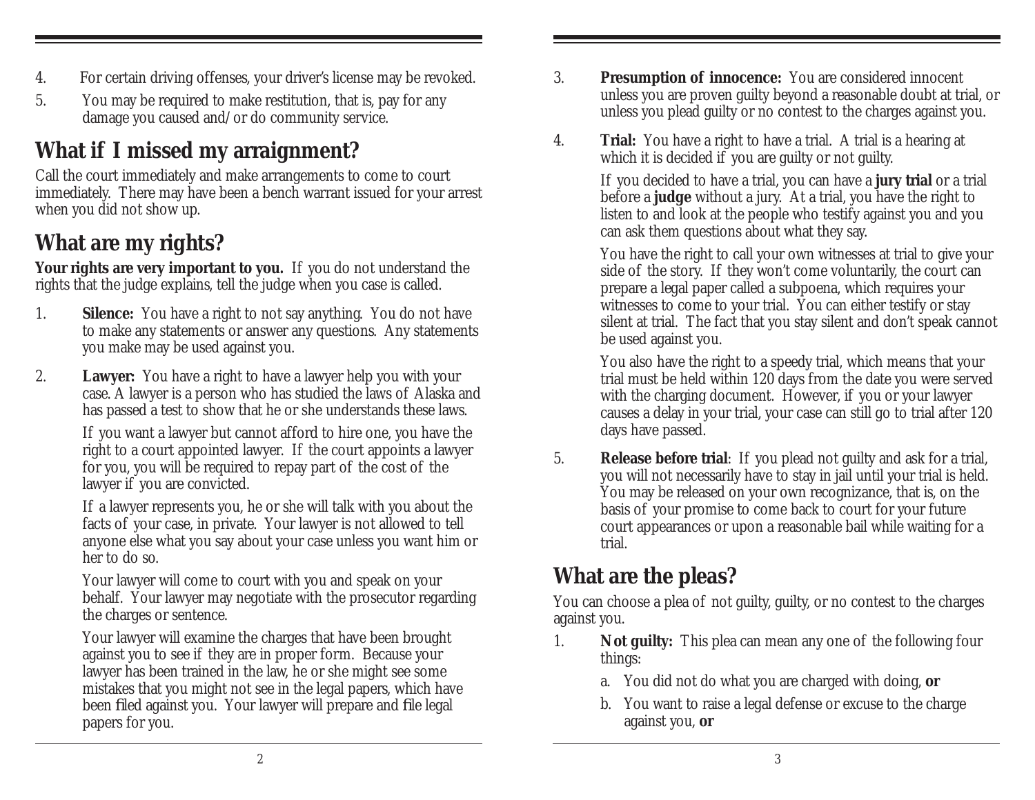4. For certain driving offenses, your driver's license may be revoked.
5. You may be required to make restitution, that is, pay for any damage you caused and/or do community service.

## What if I missed my arraignment?

Call the court immediately and make arrangements to come to court immediately. There may have been a bench warrant issued for your arrest when you did not show up.

## What are my rights?

**Your rights are very important to you.** If you do not understand the rights that the judge explains, tell the judge when you case is called.

1. **Silence:** You have a right to not say anything. You do not have to make any statements or answer any questions. Any statements you make may be used against you.

2. **Lawyer:** You have a right to have a lawyer help you with your case. A lawyer is a person who has studied the laws of Alaska and has passed a test to show that he or she understands these laws.

   If you want a lawyer but cannot afford to hire one, you have the right to a court appointed lawyer. If the court appoints a lawyer for you, you will be required to repay part of the cost of the lawyer if you are convicted.

   If a lawyer represents you, he or she will talk with you about the facts of your case, in private. Your lawyer is not allowed to tell anyone else what you say about your case unless you want him or her to do so.

   Your lawyer will come to court with you and speak on your behalf. Your lawyer may negotiate with the prosecutor regarding the charges or sentence.

   Your lawyer will examine the charges that have been brought against you to see if they are in proper form. Because your lawyer has been trained in the law, he or she might see some mistakes that you might not see in the legal papers, which have been filed against you. Your lawyer will prepare and file legal papers for you.

3. **Presumption of innocence:** You are considered innocent unless you are proven guilty beyond a reasonable doubt at trial, or unless you plead guilty or no contest to the charges against you.

4. **Trial:** You have a right to have a trial. A trial is a hearing at which it is decided if you are guilty or not guilty.

   If you decided to have a trial, you can have a **jury trial** or a trial before a **judge** without a jury. At a trial, you have the right to listen to and look at the people who testify against you and you can ask them questions about what they say.

   You have the right to call your own witnesses at trial to give your side of the story. If they won't come voluntarily, the court can prepare a legal paper called a subpoena, which requires your witnesses to come to your trial. You can either testify or stay silent at trial. The fact that you stay silent and don't speak cannot be used against you.

   You also have the right to a speedy trial, which means that your trial must be held within 120 days from the date you were served with the charging document. However, if you or your lawyer causes a delay in your trial, your case can still go to trial after 120 days have passed.

5. **Release before trial**: If you plead not guilty and ask for a trial, you will not necessarily have to stay in jail until your trial is held. You may be released on your own recognizance, that is, on the basis of your promise to come back to court for your future court appearances or upon a reasonable bail while waiting for a trial.

## What are the pleas?

You can choose a plea of not guilty, guilty, or no contest to the charges against you.

1. **Not guilty:** This plea can mean any one of the following four things:

   a. You did not do what you are charged with doing, **or**

   b. You want to raise a legal defense or excuse to the charge against you, **or**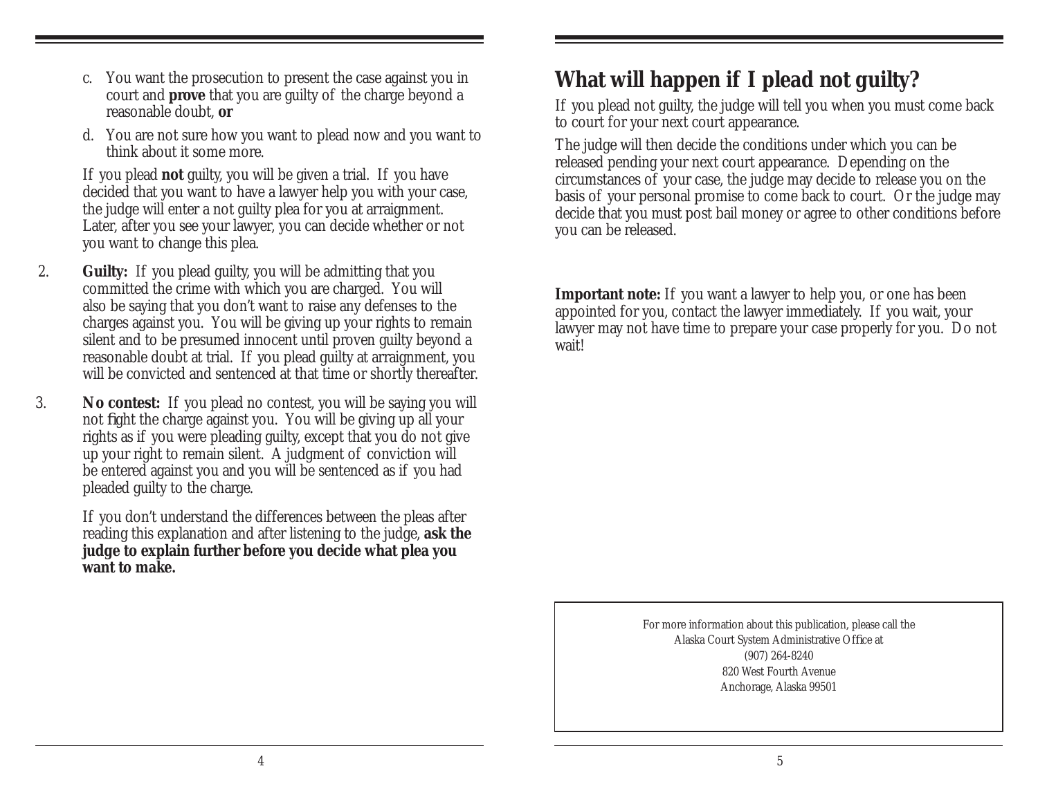c. You want the prosecution to present the case against you in court and **prove** that you are guilty of the charge beyond a reasonable doubt, **or**

d. You are not sure how you want to plead now and you want to think about it some more.

If you plead **not** guilty, you will be given a trial. If you have decided that you want to have a lawyer help you with your case, the judge will enter a not guilty plea for you at arraignment. Later, after you see your lawyer, you can decide whether or not you want to change this plea.

2. **Guilty:** If you plead guilty, you will be admitting that you committed the crime with which you are charged. You will also be saying that you don't want to raise any defenses to the charges against you. You will be giving up your rights to remain silent and to be presumed innocent until proven guilty beyond a reasonable doubt at trial. If you plead guilty at arraignment, you will be convicted and sentenced at that time or shortly thereafter.

3. **No contest:** If you plead no contest, you will be saying you will not fight the charge against you. You will be giving up all your rights as if you were pleading guilty, except that you do not give up your right to remain silent. A judgment of conviction will be entered against you and you will be sentenced as if you had pleaded guilty to the charge.

   If you don't understand the differences between the pleas after reading this explanation and after listening to the judge, **ask the judge to explain further before you decide what plea you want to make.**

## What will happen if I plead not guilty?

If you plead not guilty, the judge will tell you when you must come back to court for your next court appearance.

The judge will then decide the conditions under which you can be released pending your next court appearance. Depending on the circumstances of your case, the judge may decide to release you on the basis of your personal promise to come back to court. Or the judge may decide that you must post bail money or agree to other conditions before you can be released.

**Important note:** If you want a lawyer to help you, or one has been appointed for you, contact the lawyer immediately. If you wait, your lawyer may not have time to prepare your case properly for you. Do not wait!

For more information about this publication, please call the
Alaska Court System Administrative Office at
(907) 264-8240
820 West Fourth Avenue
Anchorage, Alaska 99501